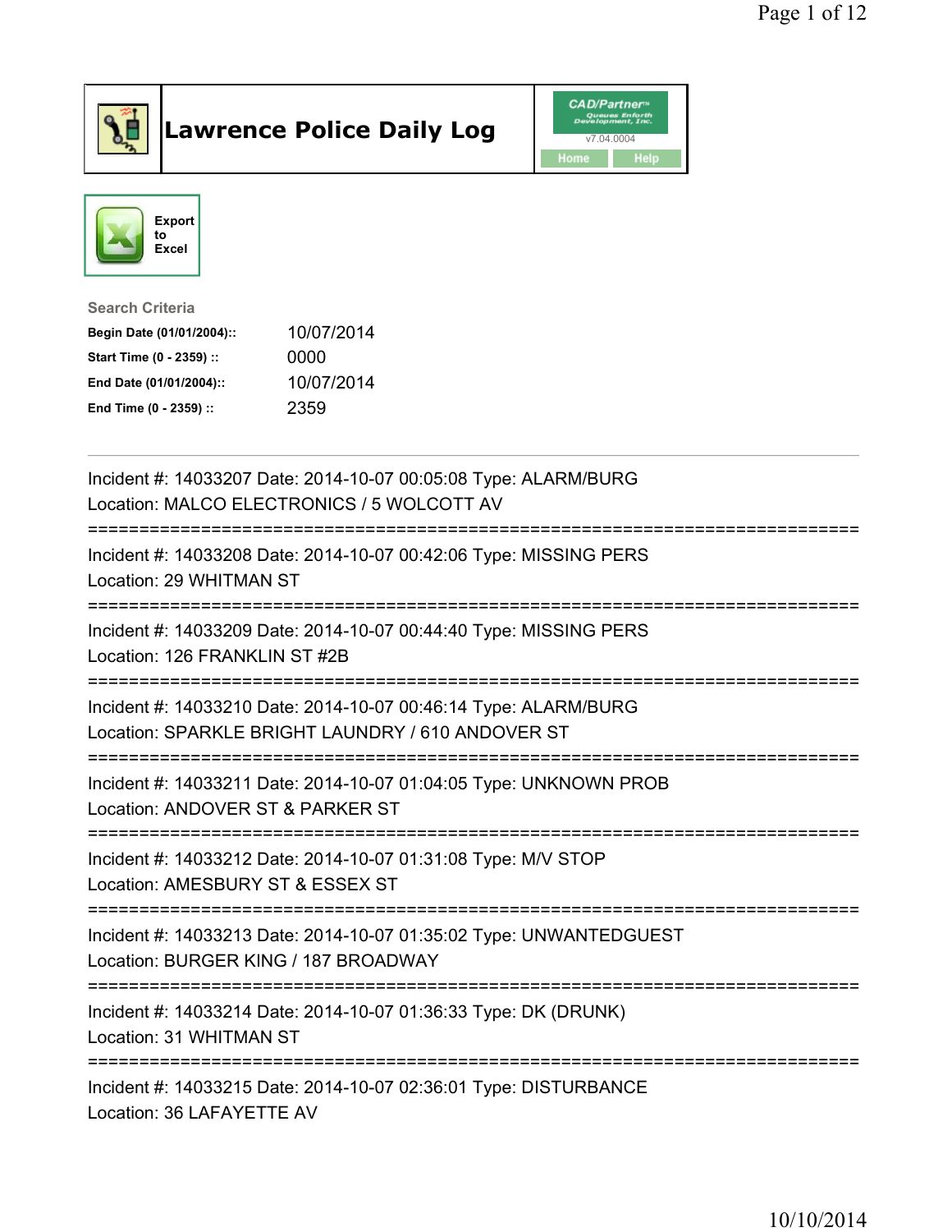# Lawrence Police Daily Log

CAD/Partner™ v7.04.0004

Home | Help

Export to Excel

**Search Criteria**

| | |
|---|---|
| **Begin Date (01/01/2004)::** | 10/07/2014 |
| **Start Time (0 - 2359) ::** | 0000 |
| **End Date (01/01/2004)::** | 10/07/2014 |
| **End Time (0 - 2359) ::** | 2359 |

---

Incident #: 14033207 Date: 2014-10-07 00:05:08 Type: ALARM/BURG
Location: MALCO ELECTRONICS / 5 WOLCOTT AV

===========================================================================

Incident #: 14033208 Date: 2014-10-07 00:42:06 Type: MISSING PERS
Location: 29 WHITMAN ST

===========================================================================

Incident #: 14033209 Date: 2014-10-07 00:44:40 Type: MISSING PERS
Location: 126 FRANKLIN ST #2B

===========================================================================

Incident #: 14033210 Date: 2014-10-07 00:46:14 Type: ALARM/BURG
Location: SPARKLE BRIGHT LAUNDRY / 610 ANDOVER ST

===========================================================================

Incident #: 14033211 Date: 2014-10-07 01:04:05 Type: UNKNOWN PROB
Location: ANDOVER ST & PARKER ST

===========================================================================

Incident #: 14033212 Date: 2014-10-07 01:31:08 Type: M/V STOP
Location: AMESBURY ST & ESSEX ST

===========================================================================

Incident #: 14033213 Date: 2014-10-07 01:35:02 Type: UNWANTEDGUEST
Location: BURGER KING / 187 BROADWAY

===========================================================================

Incident #: 14033214 Date: 2014-10-07 01:36:33 Type: DK (DRUNK)
Location: 31 WHITMAN ST

===========================================================================

Incident #: 14033215 Date: 2014-10-07 02:36:01 Type: DISTURBANCE
Location: 36 LAFAYETTE AV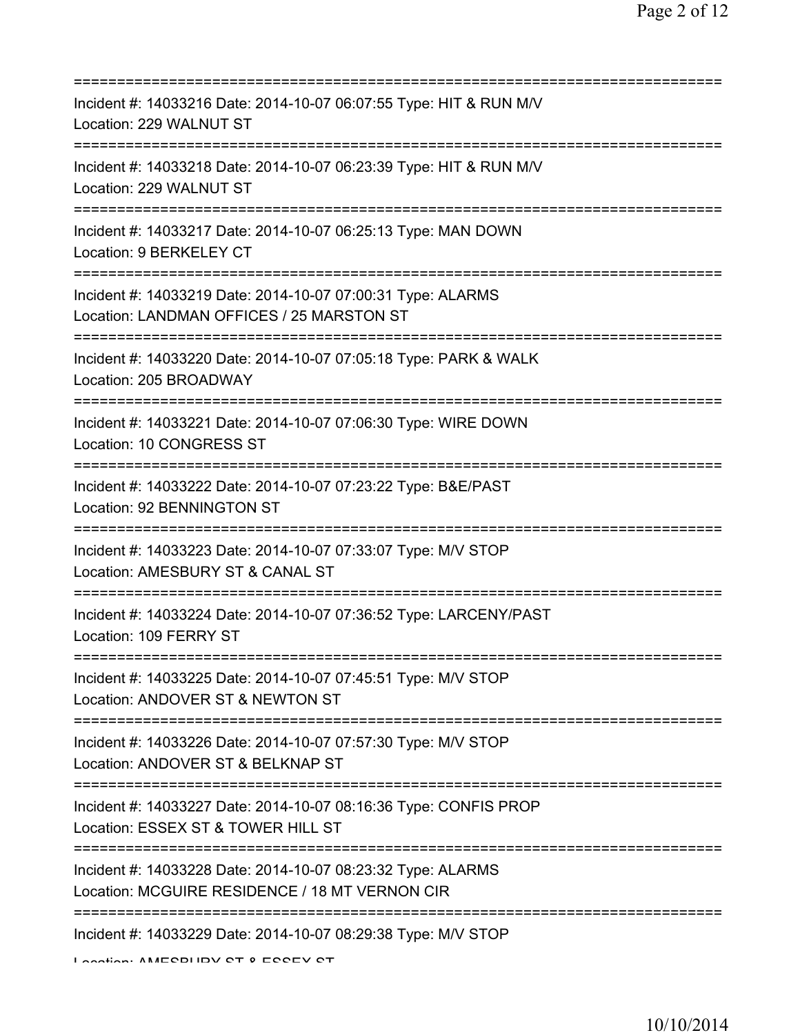===========================================================================

Incident #: 14033216 Date: 2014-10-07 06:07:55 Type: HIT & RUN M/V
Location: 229 WALNUT ST

===========================================================================

Incident #: 14033218 Date: 2014-10-07 06:23:39 Type: HIT & RUN M/V
Location: 229 WALNUT ST

===========================================================================

Incident #: 14033217 Date: 2014-10-07 06:25:13 Type: MAN DOWN
Location: 9 BERKELEY CT

===========================================================================

Incident #: 14033219 Date: 2014-10-07 07:00:31 Type: ALARMS
Location: LANDMAN OFFICES / 25 MARSTON ST

===========================================================================

Incident #: 14033220 Date: 2014-10-07 07:05:18 Type: PARK & WALK
Location: 205 BROADWAY

===========================================================================

Incident #: 14033221 Date: 2014-10-07 07:06:30 Type: WIRE DOWN
Location: 10 CONGRESS ST

===========================================================================

Incident #: 14033222 Date: 2014-10-07 07:23:22 Type: B&E/PAST
Location: 92 BENNINGTON ST

===========================================================================

Incident #: 14033223 Date: 2014-10-07 07:33:07 Type: M/V STOP
Location: AMESBURY ST & CANAL ST

===========================================================================

Incident #: 14033224 Date: 2014-10-07 07:36:52 Type: LARCENY/PAST
Location: 109 FERRY ST

===========================================================================

Incident #: 14033225 Date: 2014-10-07 07:45:51 Type: M/V STOP
Location: ANDOVER ST & NEWTON ST

===========================================================================

Incident #: 14033226 Date: 2014-10-07 07:57:30 Type: M/V STOP
Location: ANDOVER ST & BELKNAP ST

===========================================================================

Incident #: 14033227 Date: 2014-10-07 08:16:36 Type: CONFIS PROP
Location: ESSEX ST & TOWER HILL ST

===========================================================================

Incident #: 14033228 Date: 2014-10-07 08:23:32 Type: ALARMS
Location: MCGUIRE RESIDENCE / 18 MT VERNON CIR

===========================================================================

Incident #: 14033229 Date: 2014-10-07 08:29:38 Type: M/V STOP
Location: AMESBURY ST & ESSEX ST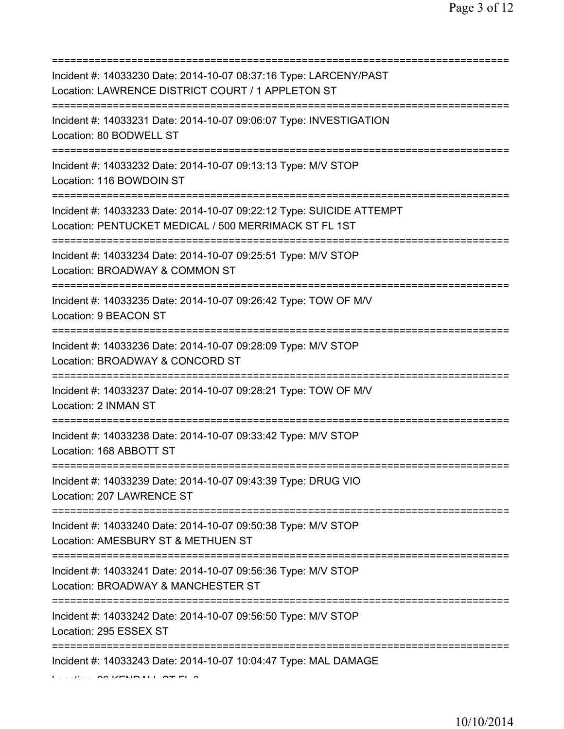Incident #: 14033230 Date: 2014-10-07 08:37:16 Type: LARCENY/PAST
Location: LAWRENCE DISTRICT COURT / 1 APPLETON ST

---

Incident #: 14033231 Date: 2014-10-07 09:06:07 Type: INVESTIGATION
Location: 80 BODWELL ST

---

Incident #: 14033232 Date: 2014-10-07 09:13:13 Type: M/V STOP
Location: 116 BOWDOIN ST

---

Incident #: 14033233 Date: 2014-10-07 09:22:12 Type: SUICIDE ATTEMPT
Location: PENTUCKET MEDICAL / 500 MERRIMACK ST FL 1ST

---

Incident #: 14033234 Date: 2014-10-07 09:25:51 Type: M/V STOP
Location: BROADWAY & COMMON ST

---

Incident #: 14033235 Date: 2014-10-07 09:26:42 Type: TOW OF M/V
Location: 9 BEACON ST

---

Incident #: 14033236 Date: 2014-10-07 09:28:09 Type: M/V STOP
Location: BROADWAY & CONCORD ST

---

Incident #: 14033237 Date: 2014-10-07 09:28:21 Type: TOW OF M/V
Location: 2 INMAN ST

---

Incident #: 14033238 Date: 2014-10-07 09:33:42 Type: M/V STOP
Location: 168 ABBOTT ST

---

Incident #: 14033239 Date: 2014-10-07 09:43:39 Type: DRUG VIO
Location: 207 LAWRENCE ST

---

Incident #: 14033240 Date: 2014-10-07 09:50:38 Type: M/V STOP
Location: AMESBURY ST & METHUEN ST

---

Incident #: 14033241 Date: 2014-10-07 09:56:36 Type: M/V STOP
Location: BROADWAY & MANCHESTER ST

---

Incident #: 14033242 Date: 2014-10-07 09:56:50 Type: M/V STOP
Location: 295 ESSEX ST

---

Incident #: 14033243 Date: 2014-10-07 10:04:47 Type: MAL DAMAGE
Location: 26 KENDALL ST FL 2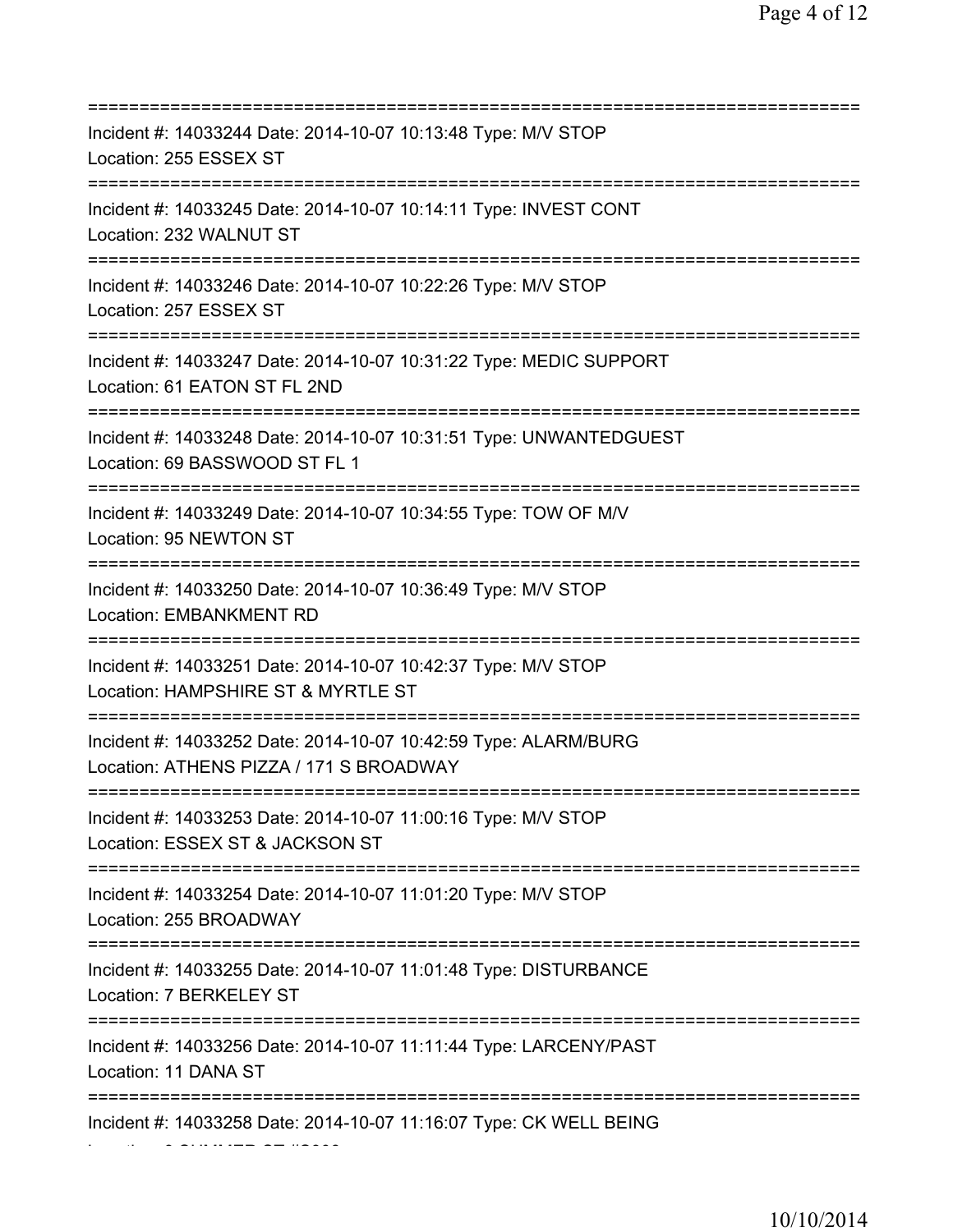==============================================================================
Incident #: 14033244 Date: 2014-10-07 10:13:48 Type: M/V STOP
Location: 255 ESSEX ST
==============================================================================
Incident #: 14033245 Date: 2014-10-07 10:14:11 Type: INVEST CONT
Location: 232 WALNUT ST
==============================================================================
Incident #: 14033246 Date: 2014-10-07 10:22:26 Type: M/V STOP
Location: 257 ESSEX ST
==============================================================================
Incident #: 14033247 Date: 2014-10-07 10:31:22 Type: MEDIC SUPPORT
Location: 61 EATON ST FL 2ND
==============================================================================
Incident #: 14033248 Date: 2014-10-07 10:31:51 Type: UNWANTEDGUEST
Location: 69 BASSWOOD ST FL 1
==============================================================================
Incident #: 14033249 Date: 2014-10-07 10:34:55 Type: TOW OF M/V
Location: 95 NEWTON ST
==============================================================================
Incident #: 14033250 Date: 2014-10-07 10:36:49 Type: M/V STOP
Location: EMBANKMENT RD
==============================================================================
Incident #: 14033251 Date: 2014-10-07 10:42:37 Type: M/V STOP
Location: HAMPSHIRE ST & MYRTLE ST
==============================================================================
Incident #: 14033252 Date: 2014-10-07 10:42:59 Type: ALARM/BURG
Location: ATHENS PIZZA / 171 S BROADWAY
==============================================================================
Incident #: 14033253 Date: 2014-10-07 11:00:16 Type: M/V STOP
Location: ESSEX ST & JACKSON ST
==============================================================================
Incident #: 14033254 Date: 2014-10-07 11:01:20 Type: M/V STOP
Location: 255 BROADWAY
==============================================================================
Incident #: 14033255 Date: 2014-10-07 11:01:48 Type: DISTURBANCE
Location: 7 BERKELEY ST
==============================================================================
Incident #: 14033256 Date: 2014-10-07 11:11:44 Type: LARCENY/PAST
Location: 11 DANA ST
==============================================================================
Incident #: 14033258 Date: 2014-10-07 11:16:07 Type: CK WELL BEING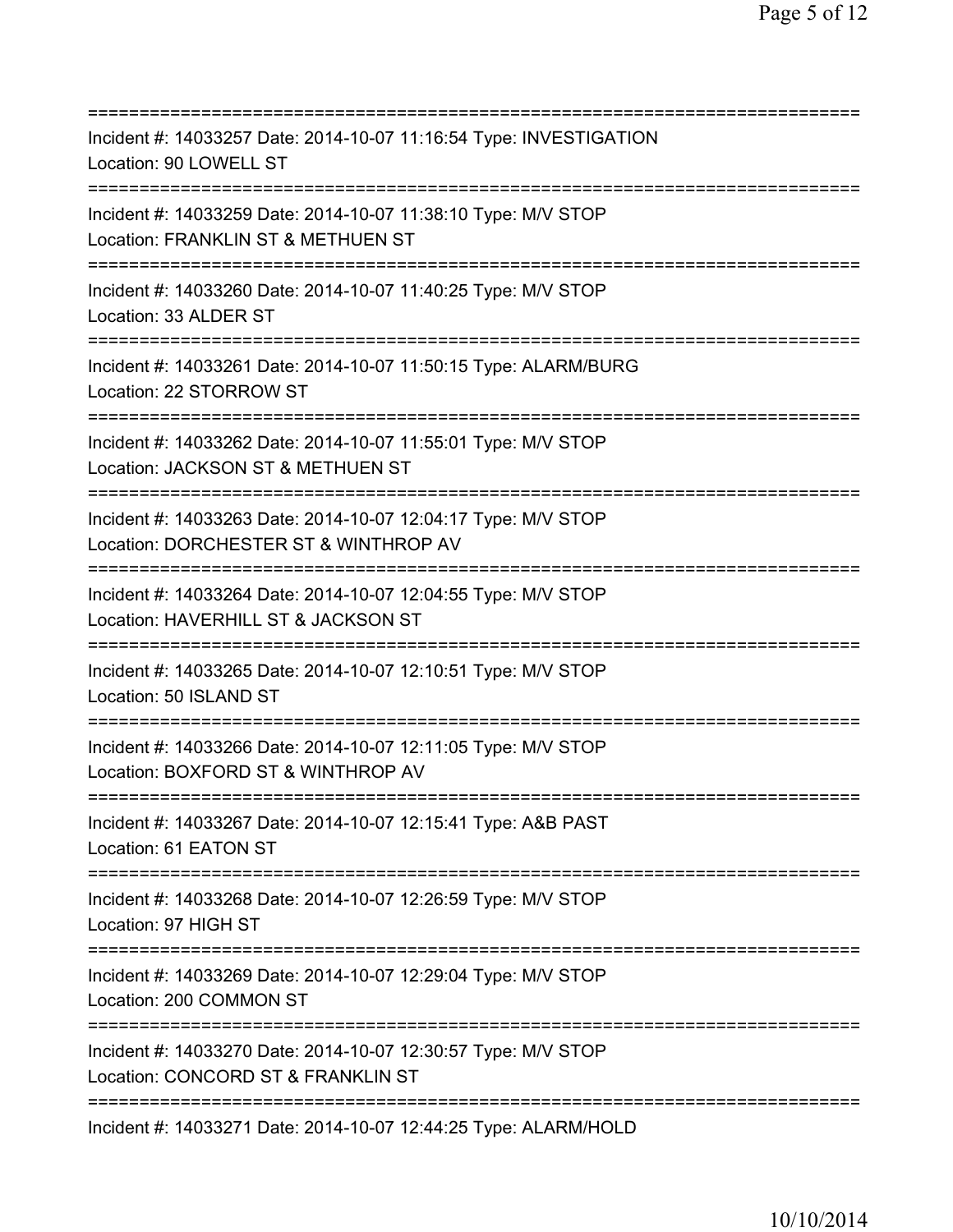===========================================================================
Incident #: 14033257 Date: 2014-10-07 11:16:54 Type: INVESTIGATION
Location: 90 LOWELL ST
===========================================================================
Incident #: 14033259 Date: 2014-10-07 11:38:10 Type: M/V STOP
Location: FRANKLIN ST & METHUEN ST
===========================================================================
Incident #: 14033260 Date: 2014-10-07 11:40:25 Type: M/V STOP
Location: 33 ALDER ST
===========================================================================
Incident #: 14033261 Date: 2014-10-07 11:50:15 Type: ALARM/BURG
Location: 22 STORROW ST
===========================================================================
Incident #: 14033262 Date: 2014-10-07 11:55:01 Type: M/V STOP
Location: JACKSON ST & METHUEN ST
===========================================================================
Incident #: 14033263 Date: 2014-10-07 12:04:17 Type: M/V STOP
Location: DORCHESTER ST & WINTHROP AV
===========================================================================
Incident #: 14033264 Date: 2014-10-07 12:04:55 Type: M/V STOP
Location: HAVERHILL ST & JACKSON ST
===========================================================================
Incident #: 14033265 Date: 2014-10-07 12:10:51 Type: M/V STOP
Location: 50 ISLAND ST
===========================================================================
Incident #: 14033266 Date: 2014-10-07 12:11:05 Type: M/V STOP
Location: BOXFORD ST & WINTHROP AV
===========================================================================
Incident #: 14033267 Date: 2014-10-07 12:15:41 Type: A&B PAST
Location: 61 EATON ST
===========================================================================
Incident #: 14033268 Date: 2014-10-07 12:26:59 Type: M/V STOP
Location: 97 HIGH ST
===========================================================================
Incident #: 14033269 Date: 2014-10-07 12:29:04 Type: M/V STOP
Location: 200 COMMON ST
===========================================================================
Incident #: 14033270 Date: 2014-10-07 12:30:57 Type: M/V STOP
Location: CONCORD ST & FRANKLIN ST
===========================================================================
Incident #: 14033271 Date: 2014-10-07 12:44:25 Type: ALARM/HOLD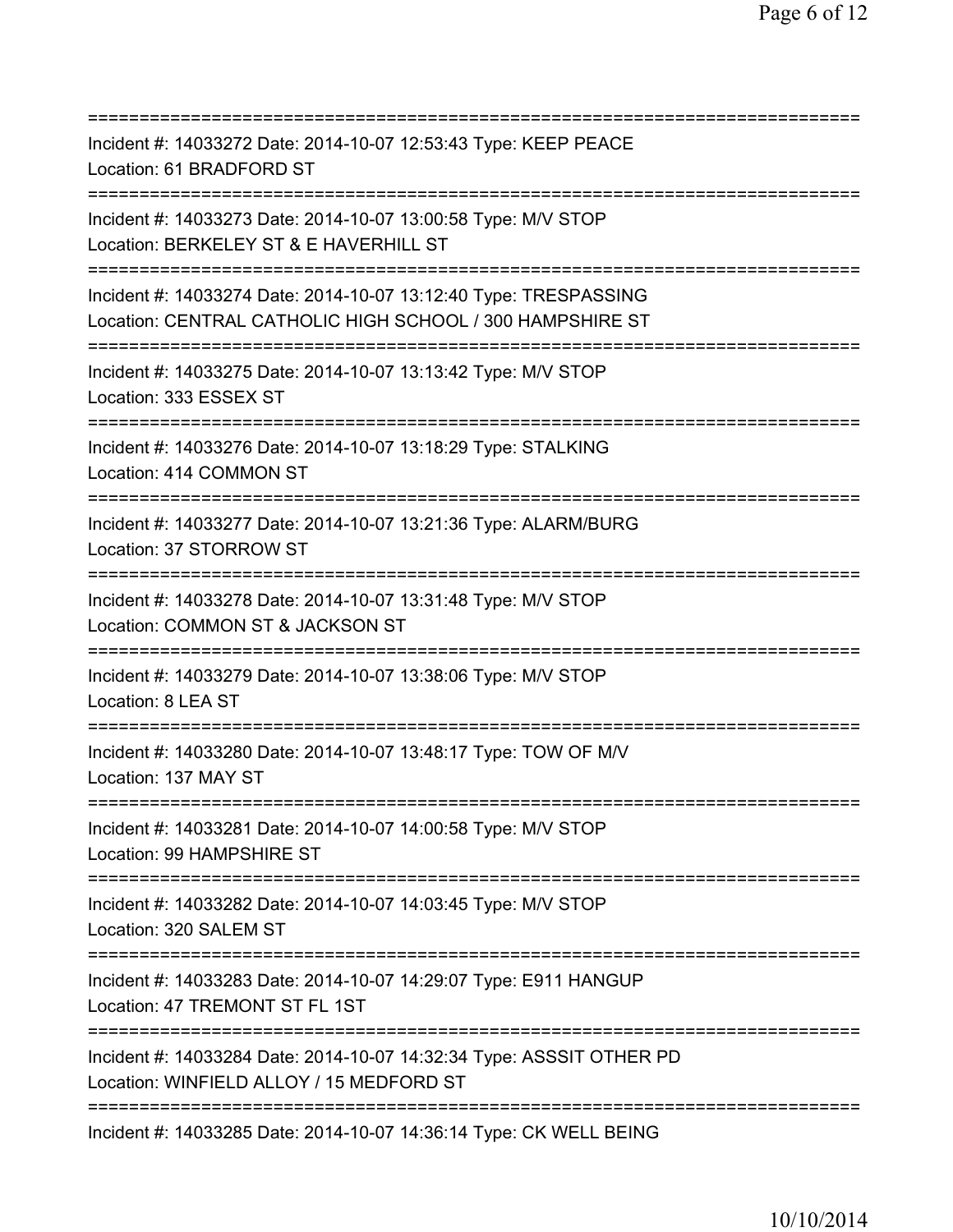===========================================================================
Incident #: 14033272 Date: 2014-10-07 12:53:43 Type: KEEP PEACE
Location: 61 BRADFORD ST
===========================================================================
Incident #: 14033273 Date: 2014-10-07 13:00:58 Type: M/V STOP
Location: BERKELEY ST & E HAVERHILL ST
===========================================================================
Incident #: 14033274 Date: 2014-10-07 13:12:40 Type: TRESPASSING
Location: CENTRAL CATHOLIC HIGH SCHOOL / 300 HAMPSHIRE ST
===========================================================================
Incident #: 14033275 Date: 2014-10-07 13:13:42 Type: M/V STOP
Location: 333 ESSEX ST
===========================================================================
Incident #: 14033276 Date: 2014-10-07 13:18:29 Type: STALKING
Location: 414 COMMON ST
===========================================================================
Incident #: 14033277 Date: 2014-10-07 13:21:36 Type: ALARM/BURG
Location: 37 STORROW ST
===========================================================================
Incident #: 14033278 Date: 2014-10-07 13:31:48 Type: M/V STOP
Location: COMMON ST & JACKSON ST
===========================================================================
Incident #: 14033279 Date: 2014-10-07 13:38:06 Type: M/V STOP
Location: 8 LEA ST
===========================================================================
Incident #: 14033280 Date: 2014-10-07 13:48:17 Type: TOW OF M/V
Location: 137 MAY ST
===========================================================================
Incident #: 14033281 Date: 2014-10-07 14:00:58 Type: M/V STOP
Location: 99 HAMPSHIRE ST
===========================================================================
Incident #: 14033282 Date: 2014-10-07 14:03:45 Type: M/V STOP
Location: 320 SALEM ST
===========================================================================
Incident #: 14033283 Date: 2014-10-07 14:29:07 Type: E911 HANGUP
Location: 47 TREMONT ST FL 1ST
===========================================================================
Incident #: 14033284 Date: 2014-10-07 14:32:34 Type: ASSSIT OTHER PD
Location: WINFIELD ALLOY / 15 MEDFORD ST
===========================================================================
Incident #: 14033285 Date: 2014-10-07 14:36:14 Type: CK WELL BEING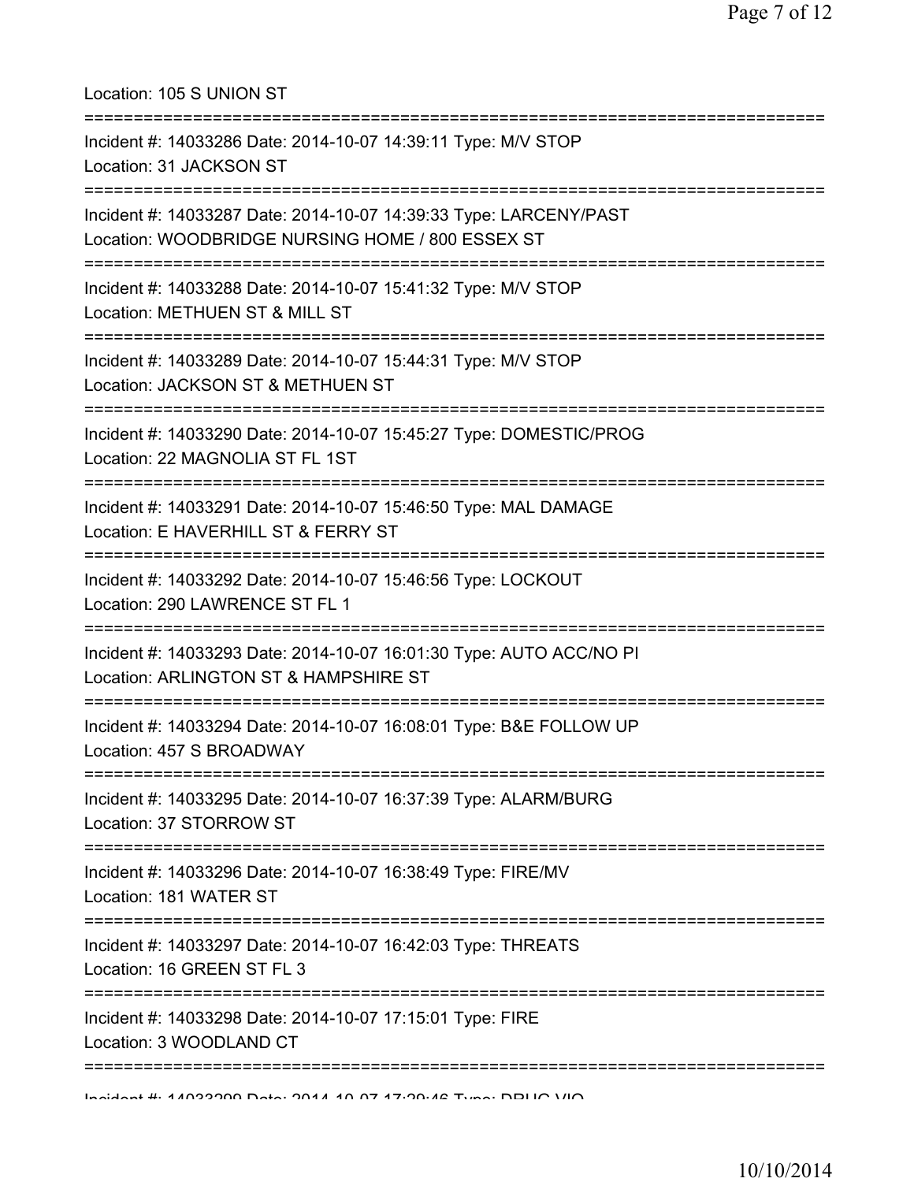Location: 105 S UNION ST

===========================================================================

Incident #: 14033286 Date: 2014-10-07 14:39:11 Type: M/V STOP

Location: 31 JACKSON ST

===========================================================================

Incident #: 14033287 Date: 2014-10-07 14:39:33 Type: LARCENY/PAST

Location: WOODBRIDGE NURSING HOME / 800 ESSEX ST

===========================================================================

Incident #: 14033288 Date: 2014-10-07 15:41:32 Type: M/V STOP

Location: METHUEN ST & MILL ST

===========================================================================

Incident #: 14033289 Date: 2014-10-07 15:44:31 Type: M/V STOP

Location: JACKSON ST & METHUEN ST

===========================================================================

Incident #: 14033290 Date: 2014-10-07 15:45:27 Type: DOMESTIC/PROG

Location: 22 MAGNOLIA ST FL 1ST

===========================================================================

Incident #: 14033291 Date: 2014-10-07 15:46:50 Type: MAL DAMAGE

Location: E HAVERHILL ST & FERRY ST

===========================================================================

Incident #: 14033292 Date: 2014-10-07 15:46:56 Type: LOCKOUT

Location: 290 LAWRENCE ST FL 1

===========================================================================

Incident #: 14033293 Date: 2014-10-07 16:01:30 Type: AUTO ACC/NO PI

Location: ARLINGTON ST & HAMPSHIRE ST

===========================================================================

Incident #: 14033294 Date: 2014-10-07 16:08:01 Type: B&E FOLLOW UP

Location: 457 S BROADWAY

===========================================================================

Incident #: 14033295 Date: 2014-10-07 16:37:39 Type: ALARM/BURG

Location: 37 STORROW ST

===========================================================================

Incident #: 14033296 Date: 2014-10-07 16:38:49 Type: FIRE/MV

Location: 181 WATER ST

===========================================================================

Incident #: 14033297 Date: 2014-10-07 16:42:03 Type: THREATS

Location: 16 GREEN ST FL 3

===========================================================================

Incident #: 14033298 Date: 2014-10-07 17:15:01 Type: FIRE

Location: 3 WOODLAND CT

===========================================================================

Incident #: 14033299 Date: 2014-10-07 17:29:46 Type: DRUG VIO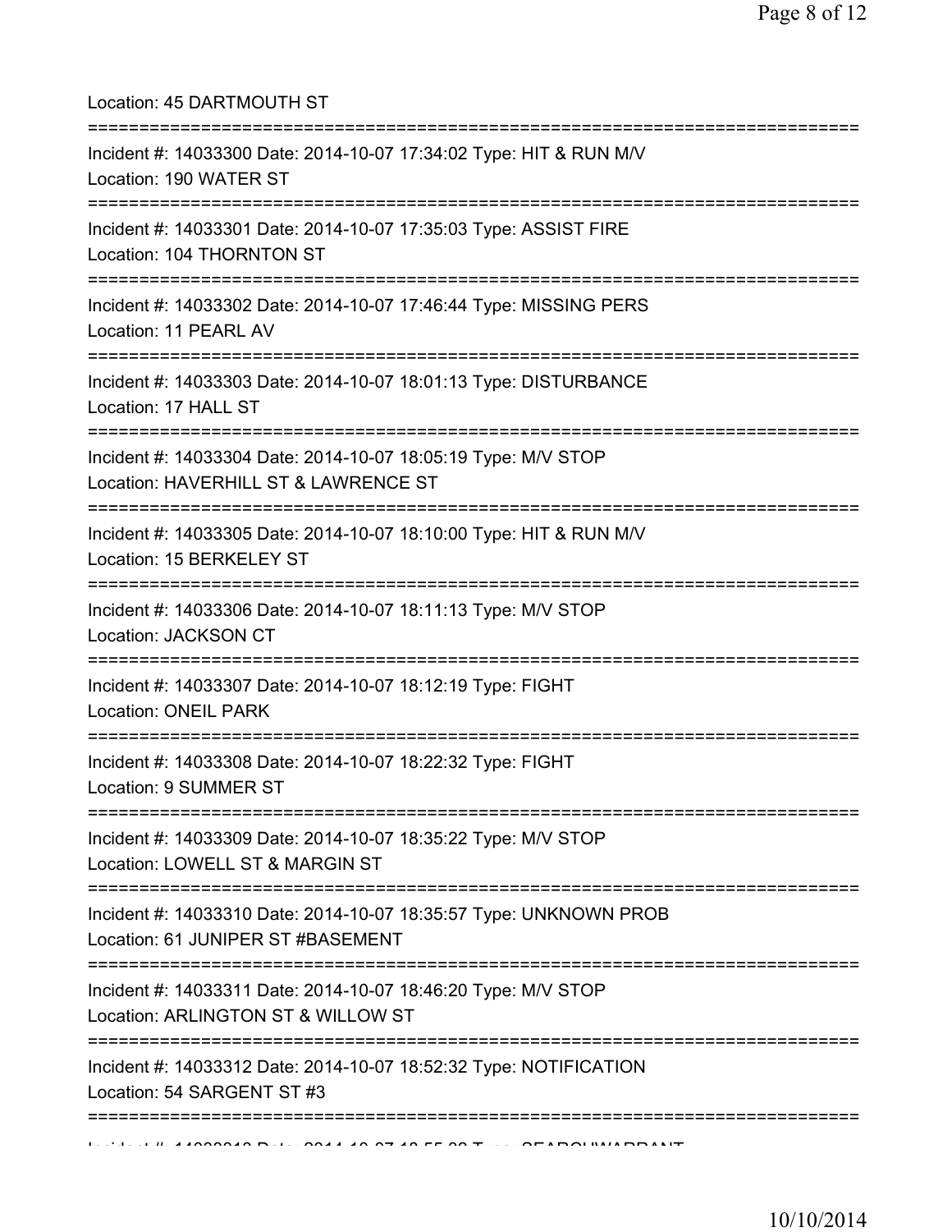Location: 45 DARTMOUTH ST

===========================================================================

Incident #: 14033300 Date: 2014-10-07 17:34:02 Type: HIT & RUN M/V
Location: 190 WATER ST

===========================================================================

Incident #: 14033301 Date: 2014-10-07 17:35:03 Type: ASSIST FIRE
Location: 104 THORNTON ST

===========================================================================

Incident #: 14033302 Date: 2014-10-07 17:46:44 Type: MISSING PERS
Location: 11 PEARL AV

===========================================================================

Incident #: 14033303 Date: 2014-10-07 18:01:13 Type: DISTURBANCE
Location: 17 HALL ST

===========================================================================

Incident #: 14033304 Date: 2014-10-07 18:05:19 Type: M/V STOP
Location: HAVERHILL ST & LAWRENCE ST

===========================================================================

Incident #: 14033305 Date: 2014-10-07 18:10:00 Type: HIT & RUN M/V
Location: 15 BERKELEY ST

===========================================================================

Incident #: 14033306 Date: 2014-10-07 18:11:13 Type: M/V STOP
Location: JACKSON CT

===========================================================================

Incident #: 14033307 Date: 2014-10-07 18:12:19 Type: FIGHT
Location: ONEIL PARK

===========================================================================

Incident #: 14033308 Date: 2014-10-07 18:22:32 Type: FIGHT
Location: 9 SUMMER ST

===========================================================================

Incident #: 14033309 Date: 2014-10-07 18:35:22 Type: M/V STOP
Location: LOWELL ST & MARGIN ST

===========================================================================

Incident #: 14033310 Date: 2014-10-07 18:35:57 Type: UNKNOWN PROB
Location: 61 JUNIPER ST #BASEMENT

===========================================================================

Incident #: 14033311 Date: 2014-10-07 18:46:20 Type: M/V STOP
Location: ARLINGTON ST & WILLOW ST

===========================================================================

Incident #: 14033312 Date: 2014-10-07 18:52:32 Type: NOTIFICATION
Location: 54 SARGENT ST #3

===========================================================================

Incident #: 14033313 Date: 2014-10-07 18:55:33 Type: SEARCHWARRANT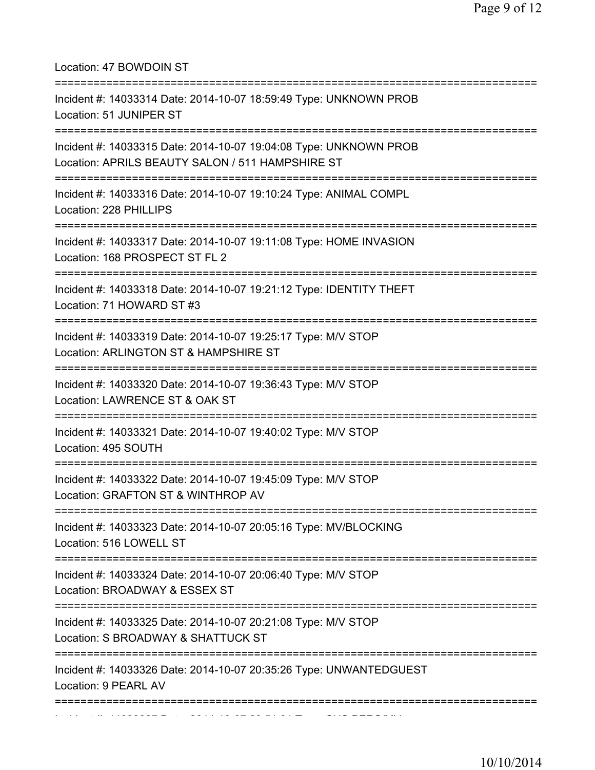Location: 47 BOWDOIN ST

===========================================================================

Incident #: 14033314 Date: 2014-10-07 18:59:49 Type: UNKNOWN PROB
Location: 51 JUNIPER ST

===========================================================================

Incident #: 14033315 Date: 2014-10-07 19:04:08 Type: UNKNOWN PROB
Location: APRILS BEAUTY SALON / 511 HAMPSHIRE ST

===========================================================================

Incident #: 14033316 Date: 2014-10-07 19:10:24 Type: ANIMAL COMPL
Location: 228 PHILLIPS

===========================================================================

Incident #: 14033317 Date: 2014-10-07 19:11:08 Type: HOME INVASION
Location: 168 PROSPECT ST FL 2

===========================================================================

Incident #: 14033318 Date: 2014-10-07 19:21:12 Type: IDENTITY THEFT
Location: 71 HOWARD ST #3

===========================================================================

Incident #: 14033319 Date: 2014-10-07 19:25:17 Type: M/V STOP
Location: ARLINGTON ST & HAMPSHIRE ST

===========================================================================

Incident #: 14033320 Date: 2014-10-07 19:36:43 Type: M/V STOP
Location: LAWRENCE ST & OAK ST

===========================================================================

Incident #: 14033321 Date: 2014-10-07 19:40:02 Type: M/V STOP
Location: 495 SOUTH

===========================================================================

Incident #: 14033322 Date: 2014-10-07 19:45:09 Type: M/V STOP
Location: GRAFTON ST & WINTHROP AV

===========================================================================

Incident #: 14033323 Date: 2014-10-07 20:05:16 Type: MV/BLOCKING
Location: 516 LOWELL ST

===========================================================================

Incident #: 14033324 Date: 2014-10-07 20:06:40 Type: M/V STOP
Location: BROADWAY & ESSEX ST

===========================================================================

Incident #: 14033325 Date: 2014-10-07 20:21:08 Type: M/V STOP
Location: S BROADWAY & SHATTUCK ST

===========================================================================

Incident #: 14033326 Date: 2014-10-07 20:35:26 Type: UNWANTEDGUEST
Location: 9 PEARL AV

===========================================================================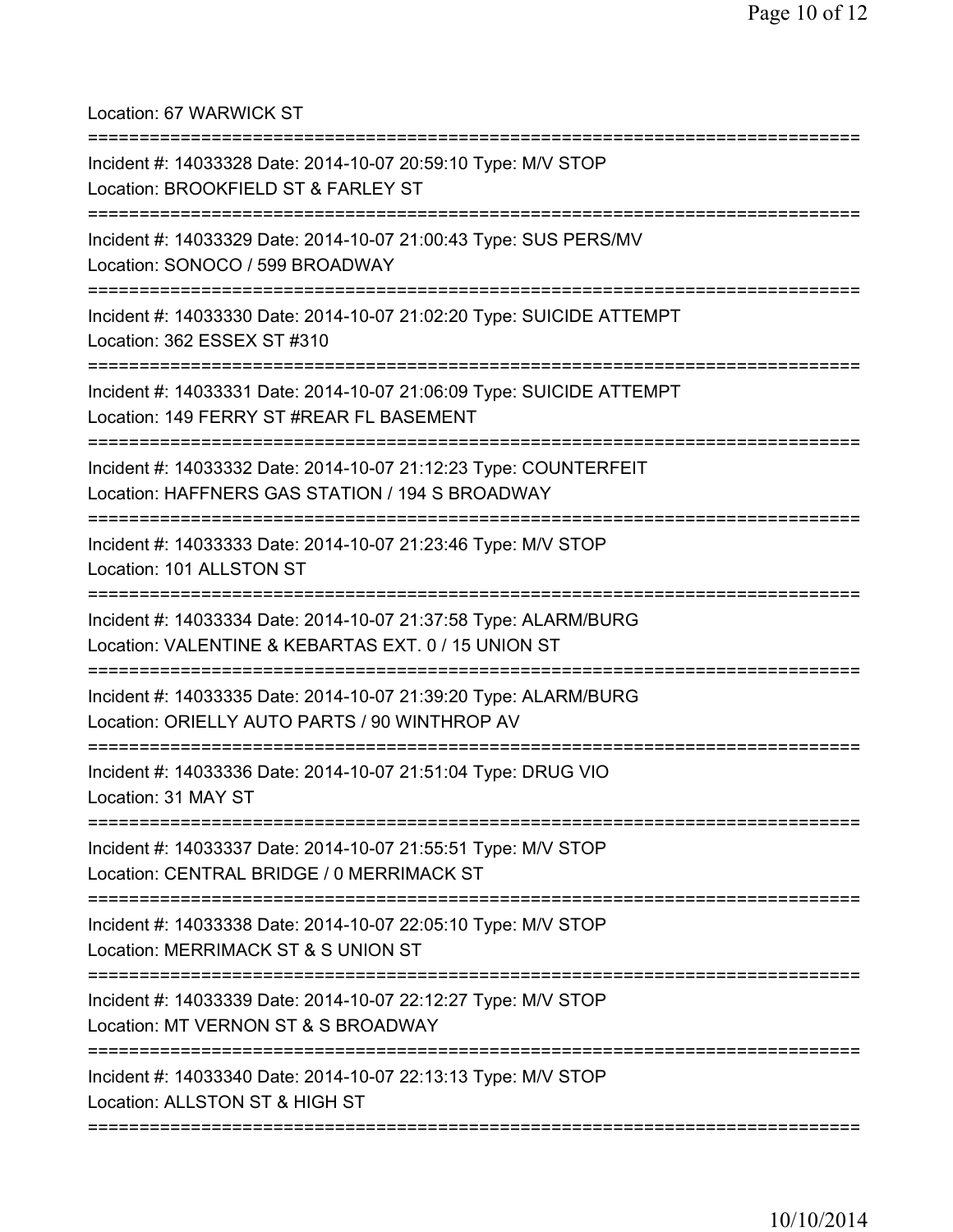Location: 67 WARWICK ST

===========================================================================

Incident #: 14033328 Date: 2014-10-07 20:59:10 Type: M/V STOP
Location: BROOKFIELD ST & FARLEY ST

===========================================================================

Incident #: 14033329 Date: 2014-10-07 21:00:43 Type: SUS PERS/MV
Location: SONOCO / 599 BROADWAY

===========================================================================

Incident #: 14033330 Date: 2014-10-07 21:02:20 Type: SUICIDE ATTEMPT
Location: 362 ESSEX ST #310

===========================================================================

Incident #: 14033331 Date: 2014-10-07 21:06:09 Type: SUICIDE ATTEMPT
Location: 149 FERRY ST #REAR FL BASEMENT

===========================================================================

Incident #: 14033332 Date: 2014-10-07 21:12:23 Type: COUNTERFEIT
Location: HAFFNERS GAS STATION / 194 S BROADWAY

===========================================================================

Incident #: 14033333 Date: 2014-10-07 21:23:46 Type: M/V STOP
Location: 101 ALLSTON ST

===========================================================================

Incident #: 14033334 Date: 2014-10-07 21:37:58 Type: ALARM/BURG
Location: VALENTINE & KEBARTAS EXT. 0 / 15 UNION ST

===========================================================================

Incident #: 14033335 Date: 2014-10-07 21:39:20 Type: ALARM/BURG
Location: ORIELLY AUTO PARTS / 90 WINTHROP AV

===========================================================================

Incident #: 14033336 Date: 2014-10-07 21:51:04 Type: DRUG VIO
Location: 31 MAY ST

===========================================================================

Incident #: 14033337 Date: 2014-10-07 21:55:51 Type: M/V STOP
Location: CENTRAL BRIDGE / 0 MERRIMACK ST

===========================================================================

Incident #: 14033338 Date: 2014-10-07 22:05:10 Type: M/V STOP
Location: MERRIMACK ST & S UNION ST

===========================================================================

Incident #: 14033339 Date: 2014-10-07 22:12:27 Type: M/V STOP
Location: MT VERNON ST & S BROADWAY

===========================================================================

Incident #: 14033340 Date: 2014-10-07 22:13:13 Type: M/V STOP
Location: ALLSTON ST & HIGH ST

===========================================================================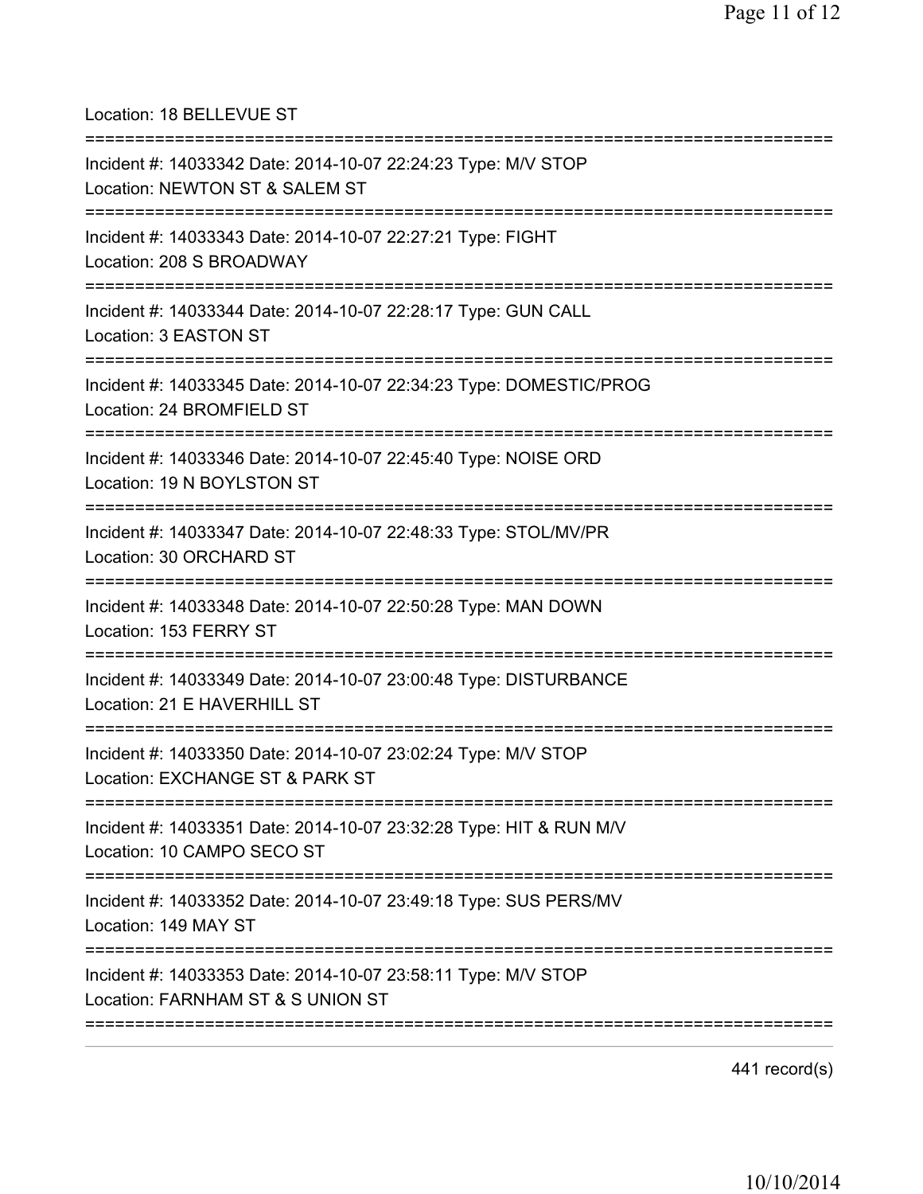Location: 18 BELLEVUE ST

===========================================================================

Incident #: 14033342 Date: 2014-10-07 22:24:23 Type: M/V STOP
Location: NEWTON ST & SALEM ST

===========================================================================

Incident #: 14033343 Date: 2014-10-07 22:27:21 Type: FIGHT
Location: 208 S BROADWAY

===========================================================================

Incident #: 14033344 Date: 2014-10-07 22:28:17 Type: GUN CALL
Location: 3 EASTON ST

===========================================================================

Incident #: 14033345 Date: 2014-10-07 22:34:23 Type: DOMESTIC/PROG
Location: 24 BROMFIELD ST

===========================================================================

Incident #: 14033346 Date: 2014-10-07 22:45:40 Type: NOISE ORD
Location: 19 N BOYLSTON ST

===========================================================================

Incident #: 14033347 Date: 2014-10-07 22:48:33 Type: STOL/MV/PR
Location: 30 ORCHARD ST

===========================================================================

Incident #: 14033348 Date: 2014-10-07 22:50:28 Type: MAN DOWN
Location: 153 FERRY ST

===========================================================================

Incident #: 14033349 Date: 2014-10-07 23:00:48 Type: DISTURBANCE
Location: 21 E HAVERHILL ST

===========================================================================

Incident #: 14033350 Date: 2014-10-07 23:02:24 Type: M/V STOP
Location: EXCHANGE ST & PARK ST

===========================================================================

Incident #: 14033351 Date: 2014-10-07 23:32:28 Type: HIT & RUN M/V
Location: 10 CAMPO SECO ST

===========================================================================

Incident #: 14033352 Date: 2014-10-07 23:49:18 Type: SUS PERS/MV
Location: 149 MAY ST

===========================================================================

Incident #: 14033353 Date: 2014-10-07 23:58:11 Type: M/V STOP
Location: FARNHAM ST & S UNION ST

===========================================================================

441 record(s)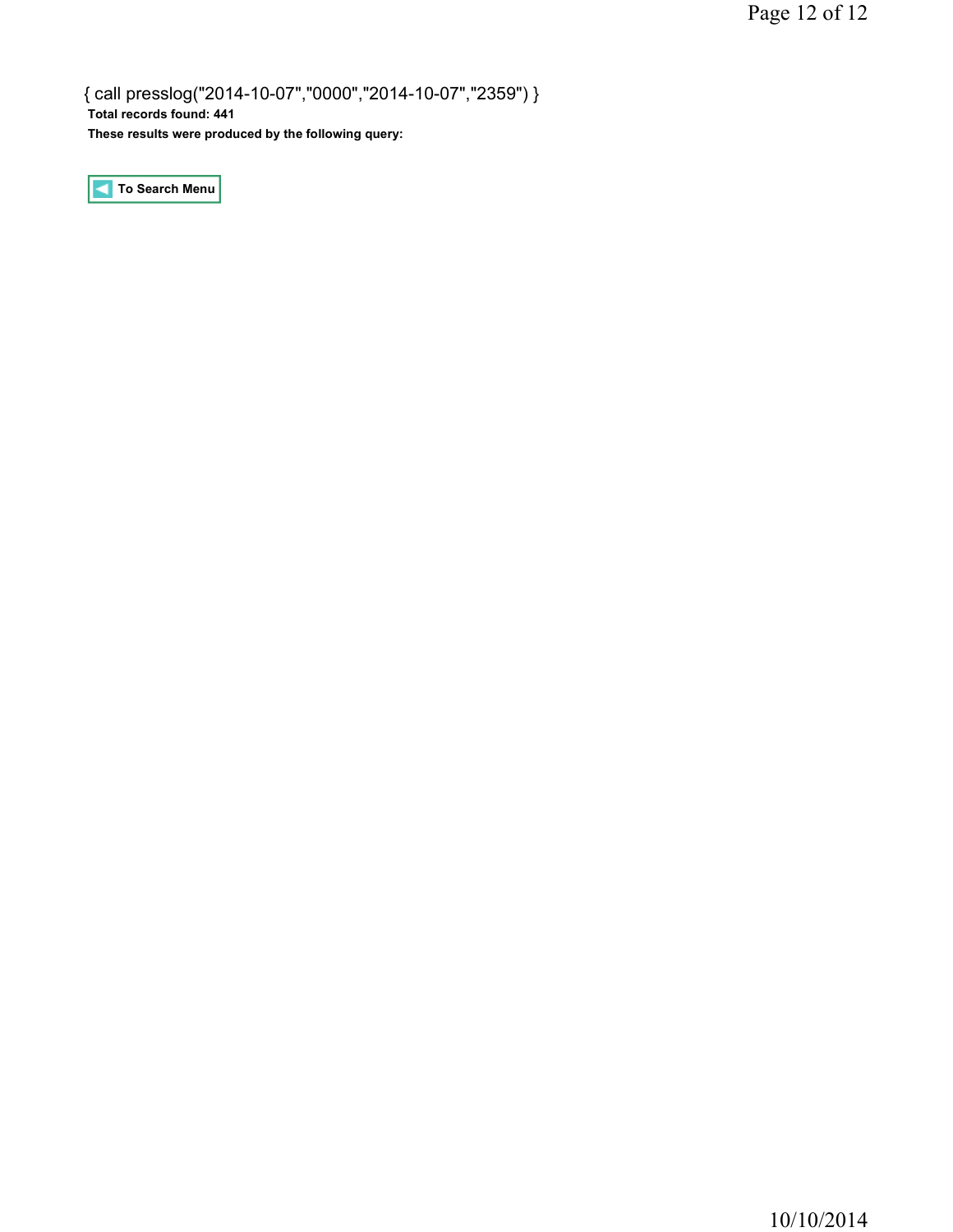{ call presslog("2014-10-07","0000","2014-10-07","2359") }

**Total records found: 441**

**These results were produced by the following query:**

**To Search Menu**